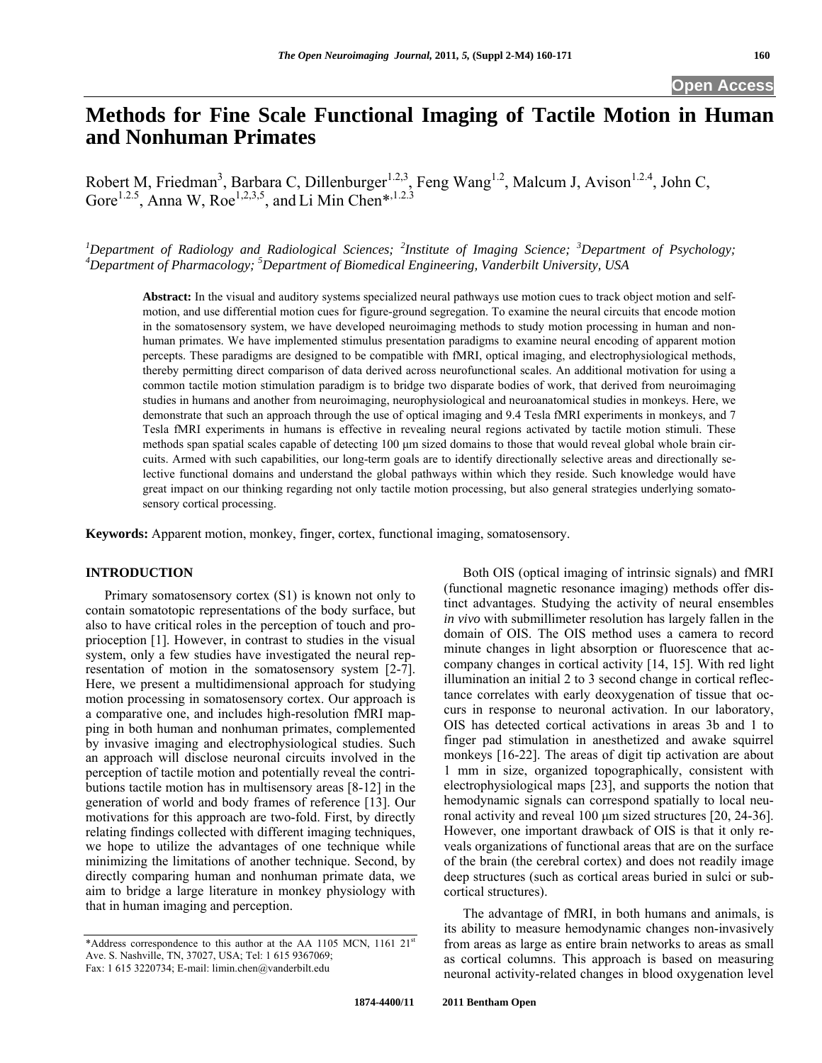# Methods for Fine Scale Functional Imaging of Tactile Motion in Human and Nonhuman Primates

Robert M, Friedman[3], Barbara C, Dillenburger[1,2,3], Feng Wang[1,2], Malcum J, Avison[1,2,4], John C, Gore[1,2,5], Anna W, Roe[1,2,3,5], and Li Min Chen*[,1,2,3]

[1]Department of Radiology and Radiological Sciences; [2]Institute of Imaging Science; [3]Department of Psychology; [4]Department of Pharmacology; [5]Department of Biomedical Engineering, Vanderbilt University, USA

**Abstract:** In the visual and auditory systems specialized neural pathways use motion cues to track object motion and self-motion, and use differential motion cues for figure-ground segregation. To examine the neural circuits that encode motion in the somatosensory system, we have developed neuroimaging methods to study motion processing in human and non-human primates. We have implemented stimulus presentation paradigms to examine neural encoding of apparent motion percepts. These paradigms are designed to be compatible with fMRI, optical imaging, and electrophysiological methods, thereby permitting direct comparison of data derived across neurofunctional scales. An additional motivation for using a common tactile motion stimulation paradigm is to bridge two disparate bodies of work, that derived from neuroimaging studies in humans and another from neuroimaging, neurophysiological and neuroanatomical studies in monkeys. Here, we demonstrate that such an approach through the use of optical imaging and 9.4 Tesla fMRI experiments in monkeys, and 7 Tesla fMRI experiments in humans is effective in revealing neural regions activated by tactile motion stimuli. These methods span spatial scales capable of detecting 100 μm sized domains to those that would reveal global whole brain circuits. Armed with such capabilities, our long-term goals are to identify directionally selective areas and directionally selective functional domains and understand the global pathways within which they reside. Such knowledge would have great impact on our thinking regarding not only tactile motion processing, but also general strategies underlying somatosensory cortical processing.

**Keywords:** Apparent motion, monkey, finger, cortex, functional imaging, somatosensory.

## INTRODUCTION

Primary somatosensory cortex (S1) is known not only to contain somatotopic representations of the body surface, but also to have critical roles in the perception of touch and proprioception [1]. However, in contrast to studies in the visual system, only a few studies have investigated the neural representation of motion in the somatosensory system [2-7]. Here, we present a multidimensional approach for studying motion processing in somatosensory cortex. Our approach is a comparative one, and includes high-resolution fMRI mapping in both human and nonhuman primates, complemented by invasive imaging and electrophysiological studies. Such an approach will disclose neuronal circuits involved in the perception of tactile motion and potentially reveal the contributions tactile motion has in multisensory areas [8-12] in the generation of world and body frames of reference [13]. Our motivations for this approach are two-fold. First, by directly relating findings collected with different imaging techniques, we hope to utilize the advantages of one technique while minimizing the limitations of another technique. Second, by directly comparing human and nonhuman primate data, we aim to bridge a large literature in monkey physiology with that in human imaging and perception.

Both OIS (optical imaging of intrinsic signals) and fMRI (functional magnetic resonance imaging) methods offer distinct advantages. Studying the activity of neural ensembles *in vivo* with submillimeter resolution has largely fallen in the domain of OIS. The OIS method uses a camera to record minute changes in light absorption or fluorescence that accompany changes in cortical activity [14, 15]. With red light illumination an initial 2 to 3 second change in cortical reflectance correlates with early deoxygenation of tissue that occurs in response to neuronal activation. In our laboratory, OIS has detected cortical activations in areas 3b and 1 to finger pad stimulation in anesthetized and awake squirrel monkeys [16-22]. The areas of digit tip activation are about 1 mm in size, organized topographically, consistent with electrophysiological maps [23], and supports the notion that hemodynamic signals can correspond spatially to local neuronal activity and reveal 100 μm sized structures [20, 24-36]. However, one important drawback of OIS is that it only reveals organizations of functional areas that are on the surface of the brain (the cerebral cortex) and does not readily image deep structures (such as cortical areas buried in sulci or subcortical structures).

The advantage of fMRI, in both humans and animals, is its ability to measure hemodynamic changes non-invasively from areas as large as entire brain networks to areas as small as cortical columns. This approach is based on measuring neuronal activity-related changes in blood oxygenation level

*Address correspondence to this author at the AA 1105 MCN, 1161 21st Ave. S. Nashville, TN, 37027, USA; Tel: 1 615 9367069; Fax: 1 615 3220734; E-mail: limin.chen@vanderbilt.edu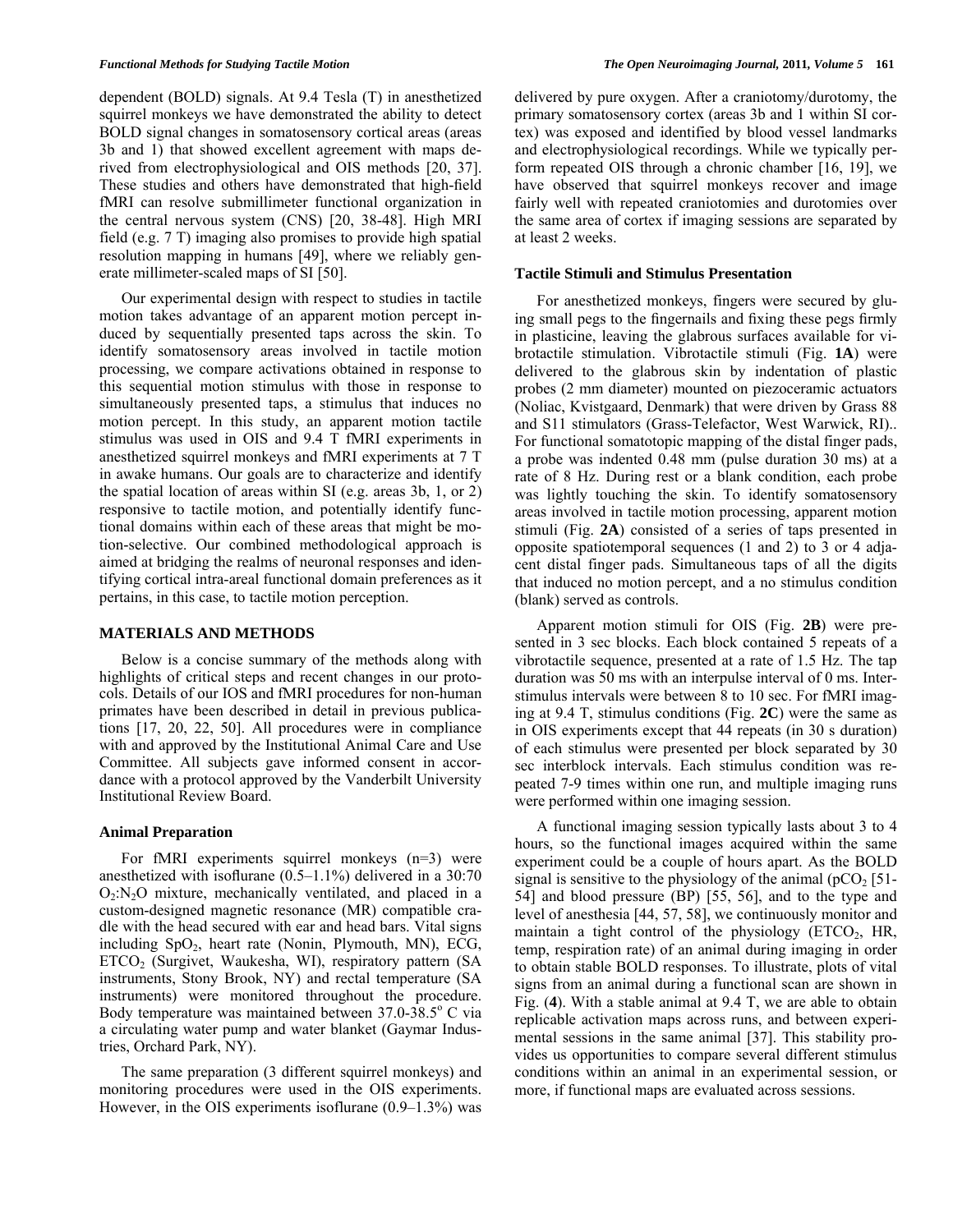dependent (BOLD) signals. At 9.4 Tesla (T) in anesthetized squirrel monkeys we have demonstrated the ability to detect BOLD signal changes in somatosensory cortical areas (areas 3b and 1) that showed excellent agreement with maps derived from electrophysiological and OIS methods [20, 37]. These studies and others have demonstrated that high-field fMRI can resolve submillimeter functional organization in the central nervous system (CNS) [20, 38-48]. High MRI field (e.g. 7 T) imaging also promises to provide high spatial resolution mapping in humans [49], where we reliably generate millimeter-scaled maps of SI [50].

Our experimental design with respect to studies in tactile motion takes advantage of an apparent motion percept induced by sequentially presented taps across the skin. To identify somatosensory areas involved in tactile motion processing, we compare activations obtained in response to this sequential motion stimulus with those in response to simultaneously presented taps, a stimulus that induces no motion percept. In this study, an apparent motion tactile stimulus was used in OIS and 9.4 T fMRI experiments in anesthetized squirrel monkeys and fMRI experiments at 7 T in awake humans. Our goals are to characterize and identify the spatial location of areas within SI (e.g. areas 3b, 1, or 2) responsive to tactile motion, and potentially identify functional domains within each of these areas that might be motion-selective. Our combined methodological approach is aimed at bridging the realms of neuronal responses and identifying cortical intra-areal functional domain preferences as it pertains, in this case, to tactile motion perception.

## MATERIALS AND METHODS

Below is a concise summary of the methods along with highlights of critical steps and recent changes in our protocols. Details of our IOS and fMRI procedures for non-human primates have been described in detail in previous publications [17, 20, 22, 50]. All procedures were in compliance with and approved by the Institutional Animal Care and Use Committee. All subjects gave informed consent in accordance with a protocol approved by the Vanderbilt University Institutional Review Board.

### Animal Preparation

For fMRI experiments squirrel monkeys (n=3) were anesthetized with isoflurane (0.5–1.1%) delivered in a 30:70 $O_2$:$N_2O$ mixture, mechanically ventilated, and placed in a custom-designed magnetic resonance (MR) compatible cradle with the head secured with ear and head bars. Vital signs including $SpO_2$, heart rate (Nonin, Plymouth, MN), ECG, $ETCO_2$ (Surgivet, Waukesha, WI), respiratory pattern (SA instruments, Stony Brook, NY) and rectal temperature (SA instruments) were monitored throughout the procedure. Body temperature was maintained between 37.0-38.5$^o$ C via a circulating water pump and water blanket (Gaymar Industries, Orchard Park, NY).

The same preparation (3 different squirrel monkeys) and monitoring procedures were used in the OIS experiments. However, in the OIS experiments isoflurane (0.9–1.3%) was delivered by pure oxygen. After a craniotomy/durotomy, the primary somatosensory cortex (areas 3b and 1 within SI cortex) was exposed and identified by blood vessel landmarks and electrophysiological recordings. While we typically perform repeated OIS through a chronic chamber [16, 19], we have observed that squirrel monkeys recover and image fairly well with repeated craniotomies and durotomies over the same area of cortex if imaging sessions are separated by at least 2 weeks.

### Tactile Stimuli and Stimulus Presentation

For anesthetized monkeys, fingers were secured by gluing small pegs to the fingernails and fixing these pegs firmly in plasticine, leaving the glabrous surfaces available for vibrotactile stimulation. Vibrotactile stimuli (Fig. **1A**) were delivered to the glabrous skin by indentation of plastic probes (2 mm diameter) mounted on piezoceramic actuators (Noliac, Kvistgaard, Denmark) that were driven by Grass 88 and S11 stimulators (Grass-Telefactor, West Warwick, RI).. For functional somatotopic mapping of the distal finger pads, a probe was indented 0.48 mm (pulse duration 30 ms) at a rate of 8 Hz. During rest or a blank condition, each probe was lightly touching the skin. To identify somatosensory areas involved in tactile motion processing, apparent motion stimuli (Fig. **2A**) consisted of a series of taps presented in opposite spatiotemporal sequences (1 and 2) to 3 or 4 adjacent distal finger pads. Simultaneous taps of all the digits that induced no motion percept, and a no stimulus condition (blank) served as controls.

Apparent motion stimuli for OIS (Fig. **2B**) were presented in 3 sec blocks. Each block contained 5 repeats of a vibrotactile sequence, presented at a rate of 1.5 Hz. The tap duration was 50 ms with an interpulse interval of 0 ms. Interstimulus intervals were between 8 to 10 sec. For fMRI imaging at 9.4 T, stimulus conditions (Fig. **2C**) were the same as in OIS experiments except that 44 repeats (in 30 s duration) of each stimulus were presented per block separated by 30 sec interblock intervals. Each stimulus condition was repeated 7-9 times within one run, and multiple imaging runs were performed within one imaging session.

A functional imaging session typically lasts about 3 to 4 hours, so the functional images acquired within the same experiment could be a couple of hours apart. As the BOLD signal is sensitive to the physiology of the animal ($pCO_2$ [51-54] and blood pressure (BP) [55, 56], and to the type and level of anesthesia [44, 57, 58], we continuously monitor and maintain a tight control of the physiology ($ETCO_2$, HR, temp, respiration rate) of an animal during imaging in order to obtain stable BOLD responses. To illustrate, plots of vital signs from an animal during a functional scan are shown in Fig. (**4**). With a stable animal at 9.4 T, we are able to obtain replicable activation maps across runs, and between experimental sessions in the same animal [37]. This stability provides us opportunities to compare several different stimulus conditions within an animal in an experimental session, or more, if functional maps are evaluated across sessions.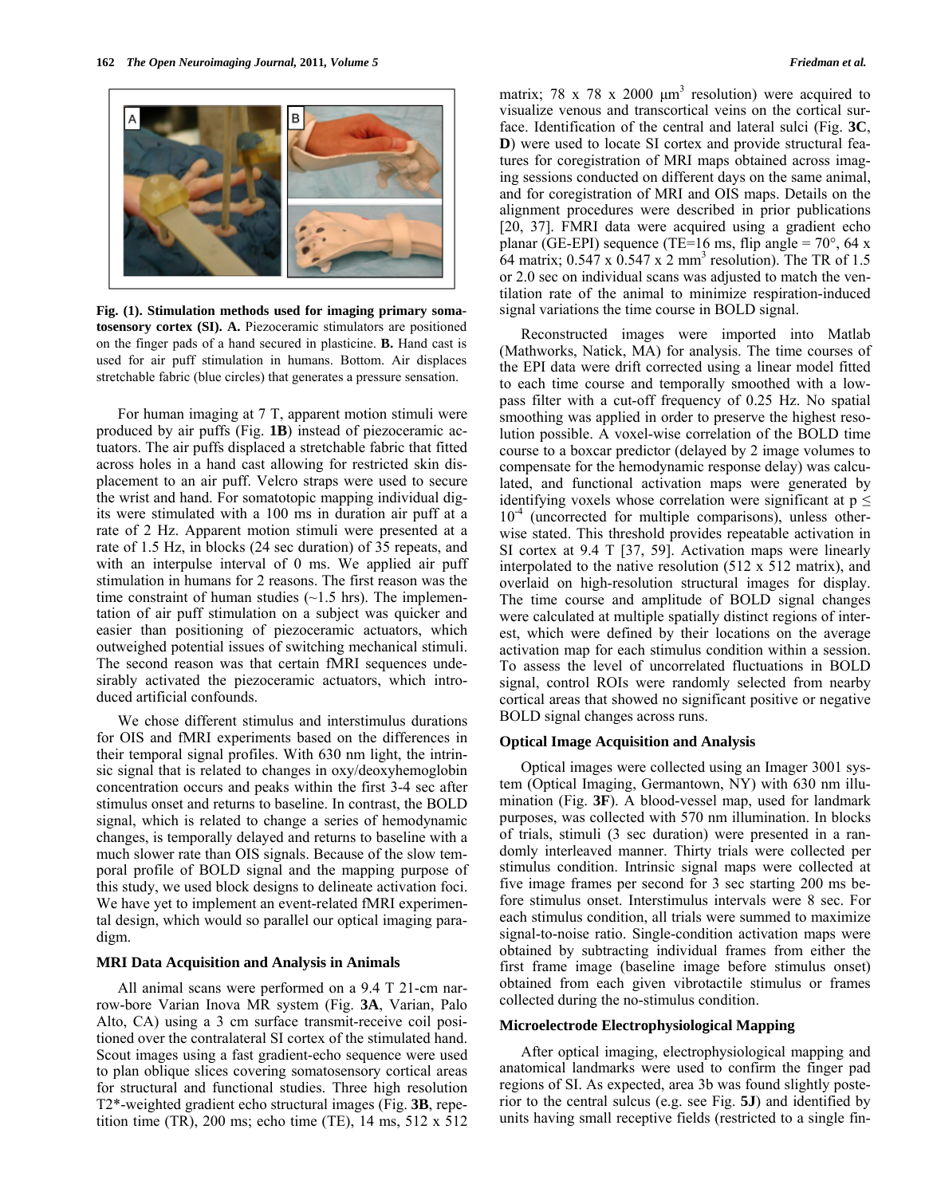**Fig. (1). Stimulation methods used for imaging primary somatosensory cortex (SI). A.** Piezoceramic stimulators are positioned on the finger pads of a hand secured in plasticine. **B.** Hand cast is used for air puff stimulation in humans. Bottom. Air displaces stretchable fabric (blue circles) that generates a pressure sensation.

For human imaging at 7 T, apparent motion stimuli were produced by air puffs (Fig. **1B**) instead of piezoceramic actuators. The air puffs displaced a stretchable fabric that fitted across holes in a hand cast allowing for restricted skin displacement to an air puff. Velcro straps were used to secure the wrist and hand. For somatotopic mapping individual digits were stimulated with a 100 ms in duration air puff at a rate of 2 Hz. Apparent motion stimuli were presented at a rate of 1.5 Hz, in blocks (24 sec duration) of 35 repeats, and with an interpulse interval of 0 ms. We applied air puff stimulation in humans for 2 reasons. The first reason was the time constraint of human studies (~1.5 hrs). The implementation of air puff stimulation on a subject was quicker and easier than positioning of piezoceramic actuators, which outweighed potential issues of switching mechanical stimuli. The second reason was that certain fMRI sequences undesirably activated the piezoceramic actuators, which introduced artificial confounds.

We chose different stimulus and interstimulus durations for OIS and fMRI experiments based on the differences in their temporal signal profiles. With 630 nm light, the intrinsic signal that is related to changes in oxy/deoxyhemoglobin concentration occurs and peaks within the first 3-4 sec after stimulus onset and returns to baseline. In contrast, the BOLD signal, which is related to change a series of hemodynamic changes, is temporally delayed and returns to baseline with a much slower rate than OIS signals. Because of the slow temporal profile of BOLD signal and the mapping purpose of this study, we used block designs to delineate activation foci. We have yet to implement an event-related fMRI experimental design, which would so parallel our optical imaging paradigm.

## MRI Data Acquisition and Analysis in Animals

All animal scans were performed on a 9.4 T 21-cm narrow-bore Varian Inova MR system (Fig. **3A**, Varian, Palo Alto, CA) using a 3 cm surface transmit-receive coil positioned over the contralateral SI cortex of the stimulated hand. Scout images using a fast gradient-echo sequence were used to plan oblique slices covering somatosensory cortical areas for structural and functional studies. Three high resolution T2*-weighted gradient echo structural images (Fig. **3B**, repetition time (TR), 200 ms; echo time (TE), 14 ms, 512 x 512 matrix; 78 x 78 x 2000 $\mu m^3$ resolution) were acquired to visualize venous and transcortical veins on the cortical surface. Identification of the central and lateral sulci (Fig. **3C**, **D**) were used to locate SI cortex and provide structural features for coregistration of MRI maps obtained across imaging sessions conducted on different days on the same animal, and for coregistration of MRI and OIS maps. Details on the alignment procedures were described in prior publications [20, 37]. FMRI data were acquired using a gradient echo planar (GE-EPI) sequence (TE=16 ms, flip angle = 70°, 64 x 64 matrix; 0.547 x 0.547 x 2 $mm^3$ resolution). The TR of 1.5 or 2.0 sec on individual scans was adjusted to match the ventilation rate of the animal to minimize respiration-induced signal variations the time course in BOLD signal.

Reconstructed images were imported into Matlab (Mathworks, Natick, MA) for analysis. The time courses of the EPI data were drift corrected using a linear model fitted to each time course and temporally smoothed with a low-pass filter with a cut-off frequency of 0.25 Hz. No spatial smoothing was applied in order to preserve the highest resolution possible. A voxel-wise correlation of the BOLD time course to a boxcar predictor (delayed by 2 image volumes to compensate for the hemodynamic response delay) was calculated, and functional activation maps were generated by identifying voxels whose correlation were significant at $p \leq 10^{-4}$ (uncorrected for multiple comparisons), unless otherwise stated. This threshold provides repeatable activation in SI cortex at 9.4 T [37, 59]. Activation maps were linearly interpolated to the native resolution (512 x 512 matrix), and overlaid on high-resolution structural images for display. The time course and amplitude of BOLD signal changes were calculated at multiple spatially distinct regions of interest, which were defined by their locations on the average activation map for each stimulus condition within a session. To assess the level of uncorrelated fluctuations in BOLD signal, control ROIs were randomly selected from nearby cortical areas that showed no significant positive or negative BOLD signal changes across runs.

## Optical Image Acquisition and Analysis

Optical images were collected using an Imager 3001 system (Optical Imaging, Germantown, NY) with 630 nm illumination (Fig. **3F**). A blood-vessel map, used for landmark purposes, was collected with 570 nm illumination. In blocks of trials, stimuli (3 sec duration) were presented in a randomly interleaved manner. Thirty trials were collected per stimulus condition. Intrinsic signal maps were collected at five image frames per second for 3 sec starting 200 ms before stimulus onset. Interstimulus intervals were 8 sec. For each stimulus condition, all trials were summed to maximize signal-to-noise ratio. Single-condition activation maps were obtained by subtracting individual frames from either the first frame image (baseline image before stimulus onset) obtained from each given vibrotactile stimulus or frames collected during the no-stimulus condition.

## Microelectrode Electrophysiological Mapping

After optical imaging, electrophysiological mapping and anatomical landmarks were used to confirm the finger pad regions of SI. As expected, area 3b was found slightly posterior to the central sulcus (e.g. see Fig. **5J**) and identified by units having small receptive fields (restricted to a single fin-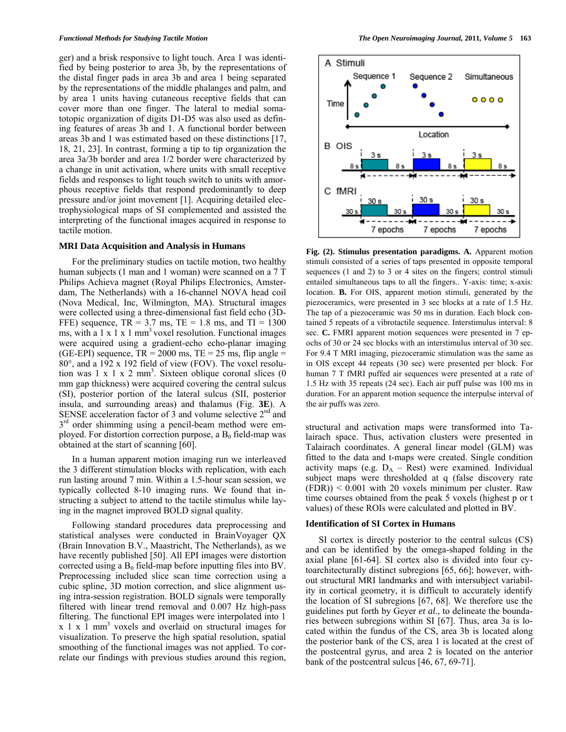ger) and a brisk responsive to light touch. Area 1 was identified by being posterior to area 3b, by the representations of the distal finger pads in area 3b and area 1 being separated by the representations of the middle phalanges and palm, and by area 1 units having cutaneous receptive fields that can cover more than one finger. The lateral to medial somatotopic organization of digits D1-D5 was also used as defining features of areas 3b and 1. A functional border between areas 3b and 1 was estimated based on these distinctions [17, 18, 21, 23]. In contrast, forming a tip to tip organization the area 3a/3b border and area 1/2 border were characterized by a change in unit activation, where units with small receptive fields and responses to light touch switch to units with amorphous receptive fields that respond predominantly to deep pressure and/or joint movement [1]. Acquiring detailed electrophysiological maps of SI complemented and assisted the interpreting of the functional images acquired in response to tactile motion.

### MRI Data Acquisition and Analysis in Humans

For the preliminary studies on tactile motion, two healthy human subjects (1 man and 1 woman) were scanned on a 7 T Philips Achieva magnet (Royal Philips Electronics, Amsterdam, The Netherlands) with a 16-channel NOVA head coil (Nova Medical, Inc, Wilmington, MA). Structural images were collected using a three-dimensional fast field echo (3D-FFE) sequence, TR = 3.7 ms, TE = 1.8 ms, and TI = 1300 ms, with a 1 x 1 x 1 $mm^3$ voxel resolution. Functional images were acquired using a gradient-echo echo-planar imaging (GE-EPI) sequence, TR = 2000 ms, TE = 25 ms, flip angle = 80°, and a 192 x 192 field of view (FOV). The voxel resolution was 1 x 1 x 2 $mm^3$. Sixteen oblique coronal slices (0 mm gap thickness) were acquired covering the central sulcus (SI), posterior portion of the lateral sulcus (SII, posterior insula, and surrounding areas) and thalamus (Fig. **3E**). A SENSE acceleration factor of 3 and volume selective $2^{nd}$ and $3^{rd}$ order shimming using a pencil-beam method were employed. For distortion correction purpose, a $B_0$ field-map was obtained at the start of scanning [60].

In a human apparent motion imaging run we interleaved the 3 different stimulation blocks with replication, with each run lasting around 7 min. Within a 1.5-hour scan session, we typically collected 8-10 imaging runs. We found that instructing a subject to attend to the tactile stimulus while laying in the magnet improved BOLD signal quality.

Following standard procedures data preprocessing and statistical analyses were conducted in BrainVoyager QX (Brain Innovation B.V., Maastricht, The Netherlands), as we have recently published [50]. All EPI images were distortion corrected using a $B_0$ field-map before inputting files into BV. Preprocessing included slice scan time correction using a cubic spline, 3D motion correction, and slice alignment using intra-session registration. BOLD signals were temporally filtered with linear trend removal and 0.007 Hz high-pass filtering. The functional EPI images were interpolated into 1 x 1 x 1 $mm^3$ voxels and overlaid on structural images for visualization. To preserve the high spatial resolution, spatial smoothing of the functional images was not applied. To correlate our findings with previous studies around this region, structural and activation maps were transformed into Talairach space. Thus, activation clusters were presented in Talairach coordinates. A general linear model (GLM) was fitted to the data and t-maps were created. Single condition activity maps (e.g. $D_A$ – Rest) were examined. Individual subject maps were thresholded at q (false discovery rate (FDR)) < 0.001 with 20 voxels minimum per cluster. Raw time courses obtained from the peak 5 voxels (highest p or t values) of these ROIs were calculated and plotted in BV.

**Fig. (2). Stimulus presentation paradigms. A.** Apparent motion stimuli consisted of a series of taps presented in opposite temporal sequences (1 and 2) to 3 or 4 sites on the fingers; control stimuli entailed simultaneous taps to all the fingers.. Y-axis: time; x-axis: location. **B.** For OIS, apparent motion stimuli, generated by the piezoceramics, were presented in 3 sec blocks at a rate of 1.5 Hz. The tap of a piezoceramic was 50 ms in duration. Each block contained 5 repeats of a vibrotactile sequence. Interstimulus interval: 8 sec. **C.** FMRI apparent motion sequences were presented in 7 epochs of 30 or 24 sec blocks with an interstimulus interval of 30 sec. For 9.4 T MRI imaging, piezoceramic stimulation was the same as in OIS except 44 repeats (30 sec) were presented per block. For human 7 T fMRI puffed air sequences were presented at a rate of 1.5 Hz with 35 repeats (24 sec). Each air puff pulse was 100 ms in duration. For an apparent motion sequence the interpulse interval of the air puffs was zero.

### Identification of SI Cortex in Humans

SI cortex is directly posterior to the central sulcus (CS) and can be identified by the omega-shaped folding in the axial plane [61-64]. SI cortex also is divided into four cytoarchitecturally distinct subregions [65, 66]; however, without structural MRI landmarks and with intersubject variability in cortical geometry, it is difficult to accurately identify the location of SI subregions [67, 68]. We therefore use the guidelines put forth by Geyer *et al*., to delineate the boundaries between subregions within SI [67]. Thus, area 3a is located within the fundus of the CS, area 3b is located along the posterior bank of the CS, area 1 is located at the crest of the postcentral gyrus, and area 2 is located on the anterior bank of the postcentral sulcus [46, 67, 69-71].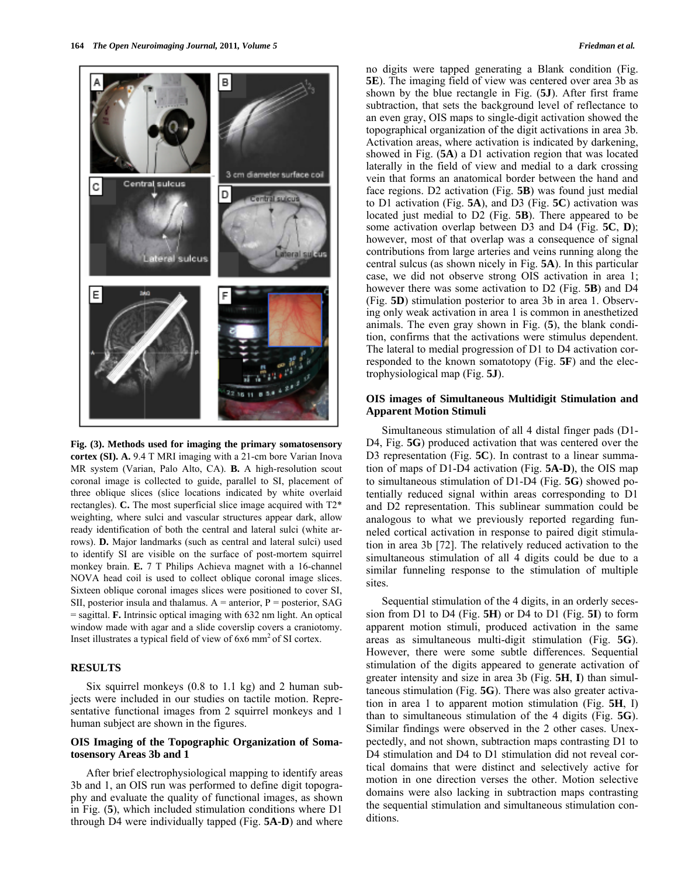**Fig. (3). Methods used for imaging the primary somatosensory cortex (SI). A.** 9.4 T MRI imaging with a 21-cm bore Varian Inova MR system (Varian, Palo Alto, CA). **B.** A high-resolution scout coronal image is collected to guide, parallel to SI, placement of three oblique slices (slice locations indicated by white overlaid rectangles). **C.** The most superficial slice image acquired with T2* weighting, where sulci and vascular structures appear dark, allow ready identification of both the central and lateral sulci (white arrows). **D.** Major landmarks (such as central and lateral sulci) used to identify SI are visible on the surface of post-mortem squirrel monkey brain. **E.** 7 T Philips Achieva magnet with a 16-channel NOVA head coil is used to collect oblique coronal image slices. Sixteen oblique coronal images slices were positioned to cover SI, SII, posterior insula and thalamus. A = anterior, P = posterior, SAG = sagittal. **F.** Intrinsic optical imaging with 632 nm light. An optical window made with agar and a slide coverslip covers a craniotomy. Inset illustrates a typical field of view of 6x6 mm$^2$ of SI cortex.

## RESULTS

Six squirrel monkeys (0.8 to 1.1 kg) and 2 human subjects were included in our studies on tactile motion. Representative functional images from 2 squirrel monkeys and 1 human subject are shown in the figures.

### OIS Imaging of the Topographic Organization of Somatosensory Areas 3b and 1

After brief electrophysiological mapping to identify areas 3b and 1, an OIS run was performed to define digit topography and evaluate the quality of functional images, as shown in Fig. (**5**), which included stimulation conditions where D1 through D4 were individually tapped (Fig. **5A-D**) and where no digits were tapped generating a Blank condition (Fig. **5E**). The imaging field of view was centered over area 3b as shown by the blue rectangle in Fig. (**5J**). After first frame subtraction, that sets the background level of reflectance to an even gray, OIS maps to single-digit activation showed the topographical organization of the digit activations in area 3b. Activation areas, where activation is indicated by darkening, showed in Fig. (**5A**) a D1 activation region that was located laterally in the field of view and medial to a dark crossing vein that forms an anatomical border between the hand and face regions. D2 activation (Fig. **5B**) was found just medial to D1 activation (Fig. **5A**), and D3 (Fig. **5C**) activation was located just medial to D2 (Fig. **5B**). There appeared to be some activation overlap between D3 and D4 (Fig. **5C**, **D**); however, most of that overlap was a consequence of signal contributions from large arteries and veins running along the central sulcus (as shown nicely in Fig. **5A**). In this particular case, we did not observe strong OIS activation in area 1; however there was some activation to D2 (Fig. **5B**) and D4 (Fig. **5D**) stimulation posterior to area 3b in area 1. Observing only weak activation in area 1 is common in anesthetized animals. The even gray shown in Fig. (**5**), the blank condition, confirms that the activations were stimulus dependent. The lateral to medial progression of D1 to D4 activation corresponded to the known somatotopy (Fig. **5F**) and the electrophysiological map (Fig. **5J**).

### OIS images of Simultaneous Multidigit Stimulation and Apparent Motion Stimuli

Simultaneous stimulation of all 4 distal finger pads (D1-D4, Fig. **5G**) produced activation that was centered over the D3 representation (Fig. **5C**). In contrast to a linear summation of maps of D1-D4 activation (Fig. **5A-D**), the OIS map to simultaneous stimulation of D1-D4 (Fig. **5G**) showed potentially reduced signal within areas corresponding to D1 and D2 representation. This sublinear summation could be analogous to what we previously reported regarding funneled cortical activation in response to paired digit stimulation in area 3b [72]. The relatively reduced activation to the simultaneous stimulation of all 4 digits could be due to a similar funneling response to the stimulation of multiple sites.

Sequential stimulation of the 4 digits, in an orderly secession from D1 to D4 (Fig. **5H**) or D4 to D1 (Fig. **5I**) to form apparent motion stimuli, produced activation in the same areas as simultaneous multi-digit stimulation (Fig. **5G**). However, there were some subtle differences. Sequential stimulation of the digits appeared to generate activation of greater intensity and size in area 3b (Fig. **5H**, **I**) than simultaneous stimulation (Fig. **5G**). There was also greater activation in area 1 to apparent motion stimulation (Fig. **5H**, I) than to simultaneous stimulation of the 4 digits (Fig. **5G**). Similar findings were observed in the 2 other cases. Unexpectedly, and not shown, subtraction maps contrasting D1 to D4 stimulation and D4 to D1 stimulation did not reveal cortical domains that were distinct and selectively active for motion in one direction verses the other. Motion selective domains were also lacking in subtraction maps contrasting the sequential stimulation and simultaneous stimulation conditions.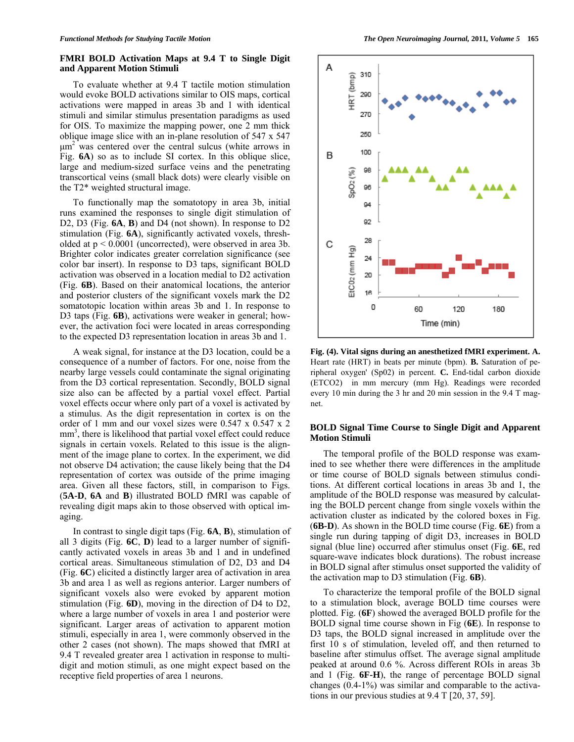### FMRI BOLD Activation Maps at 9.4 T to Single Digit and Apparent Motion Stimuli

To evaluate whether at 9.4 T tactile motion stimulation would evoke BOLD activations similar to OIS maps, cortical activations were mapped in areas 3b and 1 with identical stimuli and similar stimulus presentation paradigms as used for OIS. To maximize the mapping power, one 2 mm thick oblique image slice with an in-plane resolution of 547 x 547 $\mu m^2$ was centered over the central sulcus (white arrows in Fig. **6A**) so as to include SI cortex. In this oblique slice, large and medium-sized surface veins and the penetrating transcortical veins (small black dots) were clearly visible on the T2* weighted structural image.

To functionally map the somatotopy in area 3b, initial runs examined the responses to single digit stimulation of D2, D3 (Fig. **6A**, **B**) and D4 (not shown). In response to D2 stimulation (Fig. **6A**), significantly activated voxels, thresholded at $p < 0.0001$ (uncorrected), were observed in area 3b. Brighter color indicates greater correlation significance (see color bar insert). In response to D3 taps, significant BOLD activation was observed in a location medial to D2 activation (Fig. **6B**). Based on their anatomical locations, the anterior and posterior clusters of the significant voxels mark the D2 somatotopic location within areas 3b and 1. In response to D3 taps (Fig. **6B**), activations were weaker in general; however, the activation foci were located in areas corresponding to the expected D3 representation location in areas 3b and 1.

A weak signal, for instance at the D3 location, could be a consequence of a number of factors. For one, noise from the nearby large vessels could contaminate the signal originating from the D3 cortical representation. Secondly, BOLD signal size also can be affected by a partial voxel effect. Partial voxel effects occur where only part of a voxel is activated by a stimulus. As the digit representation in cortex is on the order of 1 mm and our voxel sizes were 0.547 x 0.547 x 2 $mm^3$, there is likelihood that partial voxel effect could reduce signals in certain voxels. Related to this issue is the alignment of the image plane to cortex. In the experiment, we did not observe D4 activation; the cause likely being that the D4 representation of cortex was outside of the prime imaging area. Given all these factors, still, in comparison to Figs. (**5A-D**, **6A** and **B**) illustrated BOLD fMRI was capable of revealing digit maps akin to those observed with optical imaging.

In contrast to single digit taps (Fig. **6A**, **B**), stimulation of all 3 digits (Fig. **6C**, **D**) lead to a larger number of significantly activated voxels in areas 3b and 1 and in undefined cortical areas. Simultaneous stimulation of D2, D3 and D4 (Fig. **6C**) elicited a distinctly larger area of activation in area 3b and area 1 as well as regions anterior. Larger numbers of significant voxels also were evoked by apparent motion stimulation (Fig. **6D**), moving in the direction of D4 to D2, where a large number of voxels in area 1 and posterior were significant. Larger areas of activation to apparent motion stimuli, especially in area 1, were commonly observed in the other 2 cases (not shown). The maps showed that fMRI at 9.4 T revealed greater area 1 activation in response to multi-digit and motion stimuli, as one might expect based on the receptive field properties of area 1 neurons.

**Fig. (4). Vital signs during an anesthetized fMRI experiment. A.** Heart rate (HRT) in beats per minute (bpm). **B.** Saturation of peripheral oxygen' (Sp02) in percent. **C.** End-tidal carbon dioxide (ETCO2) in mm mercury (mm Hg). Readings were recorded every 10 min during the 3 hr and 20 min session in the 9.4 T magnet.

### BOLD Signal Time Course to Single Digit and Apparent Motion Stimuli

The temporal profile of the BOLD response was examined to see whether there were differences in the amplitude or time course of BOLD signals between stimulus conditions. At different cortical locations in areas 3b and 1, the amplitude of the BOLD response was measured by calculating the BOLD percent change from single voxels within the activation cluster as indicated by the colored boxes in Fig. (**6B-D**). As shown in the BOLD time course (Fig. **6E**) from a single run during tapping of digit D3, increases in BOLD signal (blue line) occurred after stimulus onset (Fig. **6E**, red square-wave indicates block durations). The robust increase in BOLD signal after stimulus onset supported the validity of the activation map to D3 stimulation (Fig. **6B**).

To characterize the temporal profile of the BOLD signal to a stimulation block, average BOLD time courses were plotted. Fig. (**6F**) showed the averaged BOLD profile for the BOLD signal time course shown in Fig (**6E**). In response to D3 taps, the BOLD signal increased in amplitude over the first 10 s of stimulation, leveled off, and then returned to baseline after stimulus offset. The average signal amplitude peaked at around 0.6 %. Across different ROIs in areas 3b and 1 (Fig. **6F-H**), the range of percentage BOLD signal changes (0.4-1%) was similar and comparable to the activations in our previous studies at 9.4 T [20, 37, 59].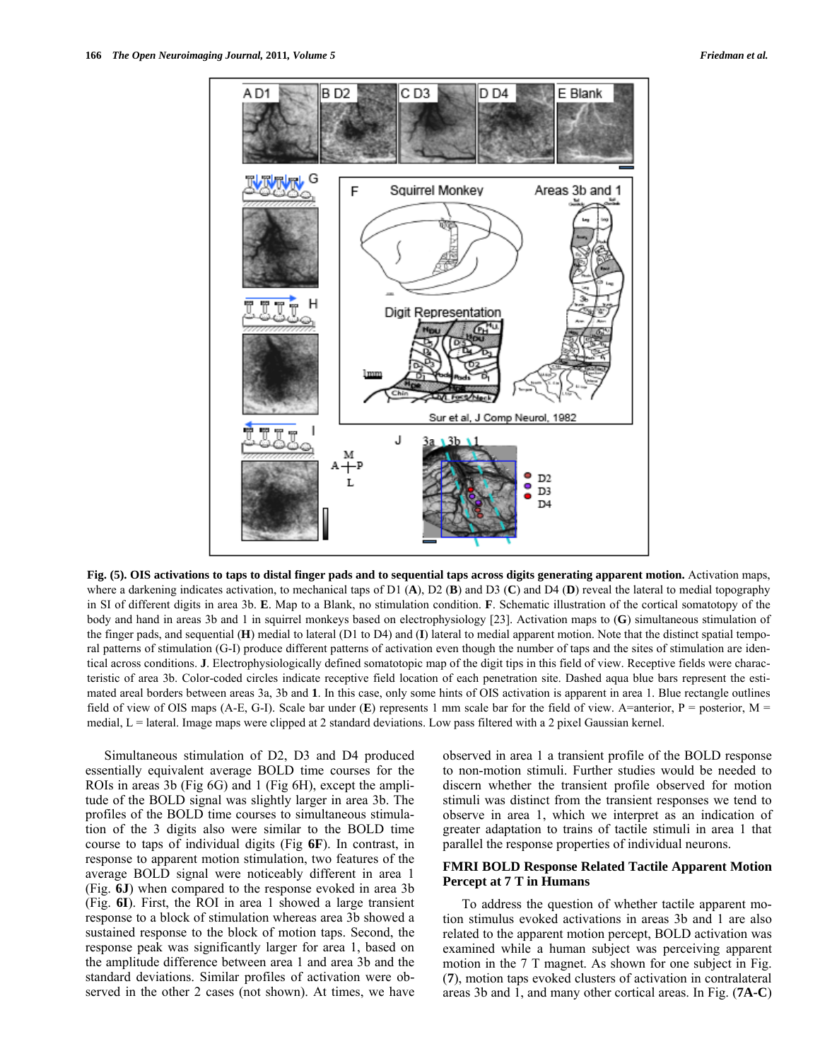**Fig. (5). OIS activations to taps to distal finger pads and to sequential taps across digits generating apparent motion.** Activation maps, where a darkening indicates activation, to mechanical taps of D1 (**A**), D2 (**B**) and D3 (**C**) and D4 (**D**) reveal the lateral to medial topography in SI of different digits in area 3b. **E**. Map to a Blank, no stimulation condition. **F**. Schematic illustration of the cortical somatotopy of the body and hand in areas 3b and 1 in squirrel monkeys based on electrophysiology [23]. Activation maps to (**G**) simultaneous stimulation of the finger pads, and sequential (**H**) medial to lateral (D1 to D4) and (**I**) lateral to medial apparent motion. Note that the distinct spatial temporal patterns of stimulation (G-I) produce different patterns of activation even though the number of taps and the sites of stimulation are identical across conditions. **J**. Electrophysiologically defined somatotopic map of the digit tips in this field of view. Receptive fields were characteristic of area 3b. Color-coded circles indicate receptive field location of each penetration site. Dashed aqua blue bars represent the estimated areal borders between areas 3a, 3b and **1**. In this case, only some hints of OIS activation is apparent in area 1. Blue rectangle outlines field of view of OIS maps (A-E, G-I). Scale bar under (**E**) represents 1 mm scale bar for the field of view. A=anterior, P = posterior, M = medial, L = lateral. Image maps were clipped at 2 standard deviations. Low pass filtered with a 2 pixel Gaussian kernel.

Simultaneous stimulation of D2, D3 and D4 produced essentially equivalent average BOLD time courses for the ROIs in areas 3b (Fig 6G) and 1 (Fig 6H), except the amplitude of the BOLD signal was slightly larger in area 3b. The profiles of the BOLD time courses to simultaneous stimulation of the 3 digits also were similar to the BOLD time course to taps of individual digits (Fig **6F**). In contrast, in response to apparent motion stimulation, two features of the average BOLD signal were noticeably different in area 1 (Fig. **6J**) when compared to the response evoked in area 3b (Fig. **6I**). First, the ROI in area 1 showed a large transient response to a block of stimulation whereas area 3b showed a sustained response to the block of motion taps. Second, the response peak was significantly larger for area 1, based on the amplitude difference between area 1 and area 3b and the standard deviations. Similar profiles of activation were observed in the other 2 cases (not shown). At times, we have observed in area 1 a transient profile of the BOLD response to non-motion stimuli. Further studies would be needed to discern whether the transient profile observed for motion stimuli was distinct from the transient responses we tend to observe in area 1, which we interpret as an indication of greater adaptation to trains of tactile stimuli in area 1 that parallel the response properties of individual neurons.

### FMRI BOLD Response Related Tactile Apparent Motion Percept at 7 T in Humans

To address the question of whether tactile apparent motion stimulus evoked activations in areas 3b and 1 are also related to the apparent motion percept, BOLD activation was examined while a human subject was perceiving apparent motion in the 7 T magnet. As shown for one subject in Fig. (**7**), motion taps evoked clusters of activation in contralateral areas 3b and 1, and many other cortical areas. In Fig. (**7A-C**)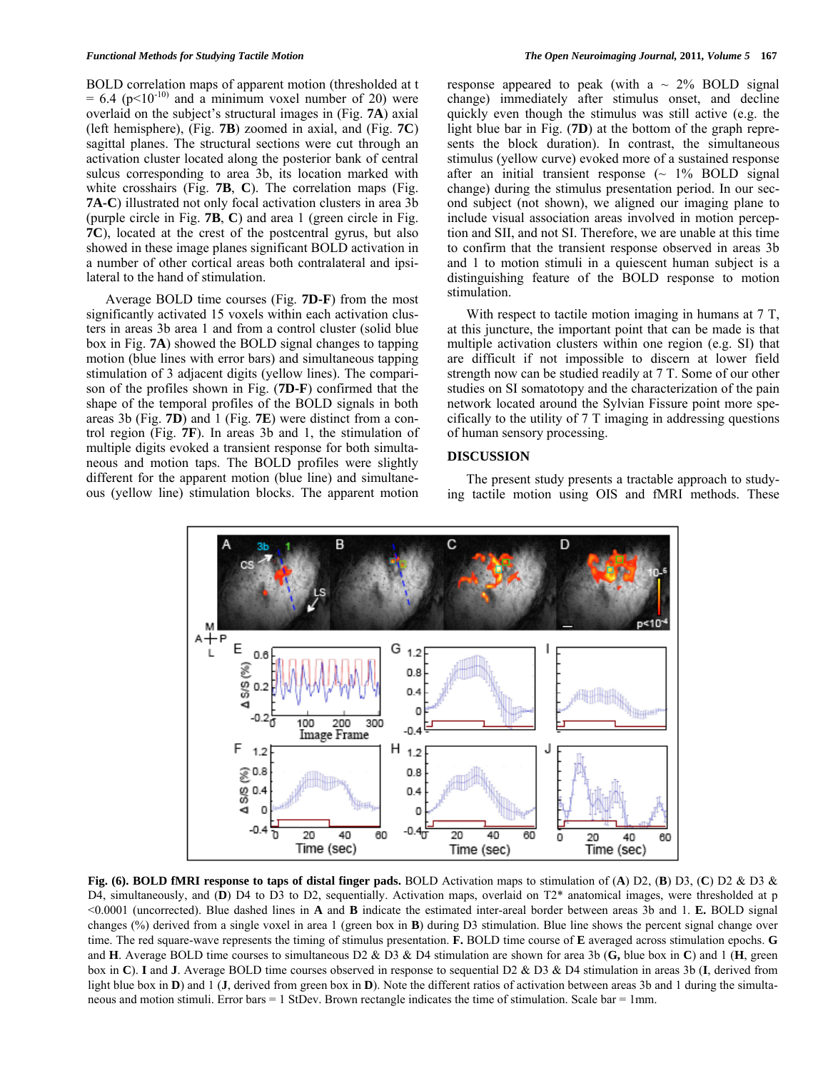BOLD correlation maps of apparent motion (thresholded at t = 6.4 ($p<10^{-10}$) and a minimum voxel number of 20) were overlaid on the subject's structural images in (Fig. **7A**) axial (left hemisphere), (Fig. **7B**) zoomed in axial, and (Fig. **7C**) sagittal planes. The structural sections were cut through an activation cluster located along the posterior bank of central sulcus corresponding to area 3b, its location marked with white crosshairs (Fig. **7B**, **C**). The correlation maps (Fig. **7A-C**) illustrated not only focal activation clusters in area 3b (purple circle in Fig. **7B**, **C**) and area 1 (green circle in Fig. **7C**), located at the crest of the postcentral gyrus, but also showed in these image planes significant BOLD activation in a number of other cortical areas both contralateral and ipsilateral to the hand of stimulation.

Average BOLD time courses (Fig. **7D-F**) from the most significantly activated 15 voxels within each activation clusters in areas 3b area 1 and from a control cluster (solid blue box in Fig. **7A**) showed the BOLD signal changes to tapping motion (blue lines with error bars) and simultaneous tapping stimulation of 3 adjacent digits (yellow lines). The comparison of the profiles shown in Fig. (**7D-F**) confirmed that the shape of the temporal profiles of the BOLD signals in both areas 3b (Fig. **7D**) and 1 (Fig. **7E**) were distinct from a control region (Fig. **7F**). In areas 3b and 1, the stimulation of multiple digits evoked a transient response for both simultaneous and motion taps. The BOLD profiles were slightly different for the apparent motion (blue line) and simultaneous (yellow line) stimulation blocks. The apparent motion response appeared to peak (with a ~ 2% BOLD signal change) immediately after stimulus onset, and decline quickly even though the stimulus was still active (e.g. the light blue bar in Fig. (**7D**) at the bottom of the graph represents the block duration). In contrast, the simultaneous stimulus (yellow curve) evoked more of a sustained response after an initial transient response (~ 1% BOLD signal change) during the stimulus presentation period. In our second subject (not shown), we aligned our imaging plane to include visual association areas involved in motion perception and SII, and not SI. Therefore, we are unable at this time to confirm that the transient response observed in areas 3b and 1 to motion stimuli in a quiescent human subject is a distinguishing feature of the BOLD response to motion stimulation.

With respect to tactile motion imaging in humans at 7 T, at this juncture, the important point that can be made is that multiple activation clusters within one region (e.g. SI) that are difficult if not impossible to discern at lower field strength now can be studied readily at 7 T. Some of our other studies on SI somatotopy and the characterization of the pain network located around the Sylvian Fissure point more specifically to the utility of 7 T imaging in addressing questions of human sensory processing.

## DISCUSSION

The present study presents a tractable approach to studying tactile motion using OIS and fMRI methods. These

**Fig. (6). BOLD fMRI response to taps of distal finger pads.** BOLD Activation maps to stimulation of (**A**) D2, (**B**) D3, (**C**) D2 & D3 & D4, simultaneously, and (**D**) D4 to D3 to D2, sequentially. Activation maps, overlaid on T2* anatomical images, were thresholded at $p < 0.0001$ (uncorrected). Blue dashed lines in **A** and **B** indicate the estimated inter-areal border between areas 3b and 1. **E.** BOLD signal changes (%) derived from a single voxel in area 1 (green box in **B**) during D3 stimulation. Blue line shows the percent signal change over time. The red square-wave represents the timing of stimulus presentation. **F.** BOLD time course of **E** averaged across stimulation epochs. **G** and **H**. Average BOLD time courses to simultaneous D2 & D3 & D4 stimulation are shown for area 3b (**G,** blue box in **C**) and 1 (**H**, green box in **C**). **I** and **J**. Average BOLD time courses observed in response to sequential D2 & D3 & D4 stimulation in areas 3b (**I**, derived from light blue box in **D**) and 1 (**J**, derived from green box in **D**). Note the different ratios of activation between areas 3b and 1 during the simultaneous and motion stimuli. Error bars = 1 StDev. Brown rectangle indicates the time of stimulation. Scale bar = 1mm.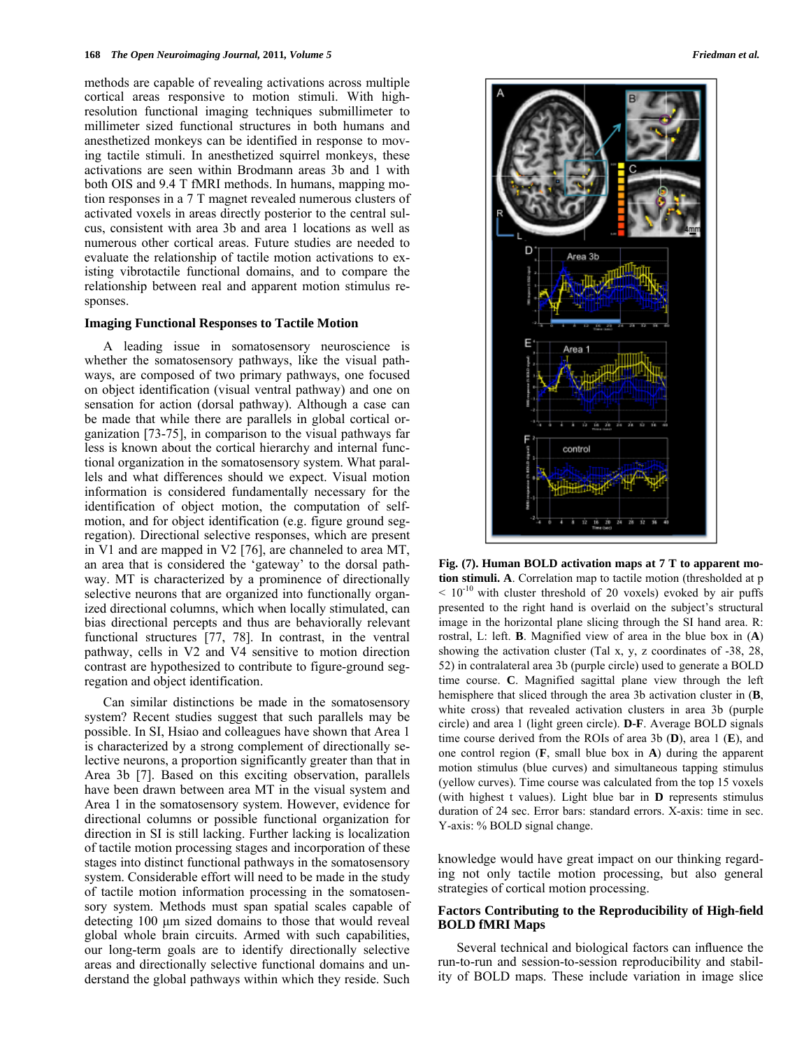methods are capable of revealing activations across multiple cortical areas responsive to motion stimuli. With high-resolution functional imaging techniques submillimeter to millimeter sized functional structures in both humans and anesthetized monkeys can be identified in response to moving tactile stimuli. In anesthetized squirrel monkeys, these activations are seen within Brodmann areas 3b and 1 with both OIS and 9.4 T fMRI methods. In humans, mapping motion responses in a 7 T magnet revealed numerous clusters of activated voxels in areas directly posterior to the central sulcus, consistent with area 3b and area 1 locations as well as numerous other cortical areas. Future studies are needed to evaluate the relationship of tactile motion activations to existing vibrotactile functional domains, and to compare the relationship between real and apparent motion stimulus responses.

### Imaging Functional Responses to Tactile Motion

A leading issue in somatosensory neuroscience is whether the somatosensory pathways, like the visual pathways, are composed of two primary pathways, one focused on object identification (visual ventral pathway) and one on sensation for action (dorsal pathway). Although a case can be made that while there are parallels in global cortical organization [73-75], in comparison to the visual pathways far less is known about the cortical hierarchy and internal functional organization in the somatosensory system. What parallels and what differences should we expect. Visual motion information is considered fundamentally necessary for the identification of object motion, the computation of self-motion, and for object identification (e.g. figure ground segregation). Directional selective responses, which are present in V1 and are mapped in V2 [76], are channeled to area MT, an area that is considered the 'gateway' to the dorsal pathway. MT is characterized by a prominence of directionally selective neurons that are organized into functionally organized directional columns, which when locally stimulated, can bias directional percepts and thus are behaviorally relevant functional structures [77, 78]. In contrast, in the ventral pathway, cells in V2 and V4 sensitive to motion direction contrast are hypothesized to contribute to figure-ground segregation and object identification.

Can similar distinctions be made in the somatosensory system? Recent studies suggest that such parallels may be possible. In SI, Hsiao and colleagues have shown that Area 1 is characterized by a strong complement of directionally selective neurons, a proportion significantly greater than that in Area 3b [7]. Based on this exciting observation, parallels have been drawn between area MT in the visual system and Area 1 in the somatosensory system. However, evidence for directional columns or possible functional organization for direction in SI is still lacking. Further lacking is localization of tactile motion processing stages and incorporation of these stages into distinct functional pathways in the somatosensory system. Considerable effort will need to be made in the study of tactile motion information processing in the somatosensory system. Methods must span spatial scales capable of detecting 100 µm sized domains to those that would reveal global whole brain circuits. Armed with such capabilities, our long-term goals are to identify directionally selective areas and directionally selective functional domains and understand the global pathways within which they reside. Such knowledge would have great impact on our thinking regarding not only tactile motion processing, but also general strategies of cortical motion processing.

**Fig. (7). Human BOLD activation maps at 7 T to apparent motion stimuli. A**. Correlation map to tactile motion (thresholded at $p < 10^{-10}$ with cluster threshold of 20 voxels) evoked by air puffs presented to the right hand is overlaid on the subject's structural image in the horizontal plane slicing through the SI hand area. R: rostral, L: left. **B**. Magnified view of area in the blue box in (**A**) showing the activation cluster (Tal x, y, z coordinates of -38, 28, 52) in contralateral area 3b (purple circle) used to generate a BOLD time course. **C**. Magnified sagittal plane view through the left hemisphere that sliced through the area 3b activation cluster in (**B**, white cross) that revealed activation clusters in area 3b (purple circle) and area 1 (light green circle). **D**-**F**. Average BOLD signals time course derived from the ROIs of area 3b (**D**), area 1 (**E**), and one control region (**F**, small blue box in **A**) during the apparent motion stimulus (blue curves) and simultaneous tapping stimulus (yellow curves). Time course was calculated from the top 15 voxels (with highest t values). Light blue bar in **D** represents stimulus duration of 24 sec. Error bars: standard errors. X-axis: time in sec. Y-axis: % BOLD signal change.

### Factors Contributing to the Reproducibility of High-field BOLD fMRI Maps

Several technical and biological factors can influence the run-to-run and session-to-session reproducibility and stability of BOLD maps. These include variation in image slice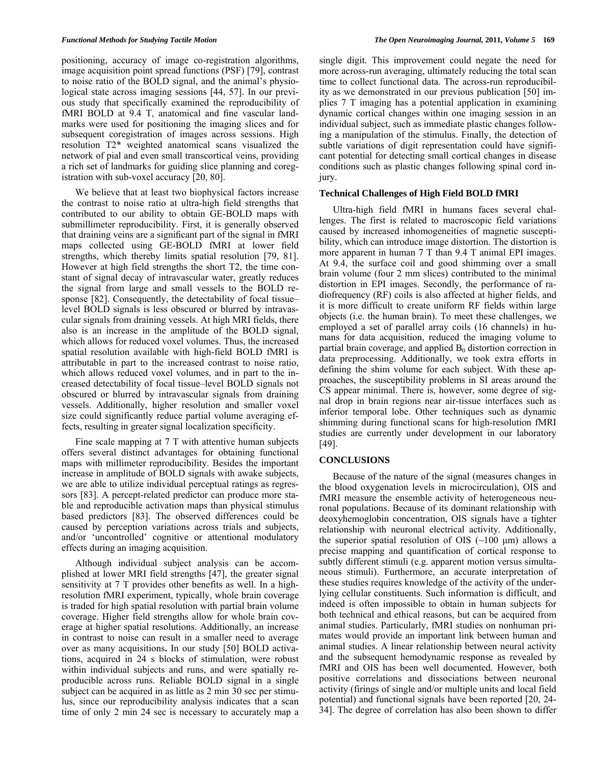positioning, accuracy of image co-registration algorithms, image acquisition point spread functions (PSF) [79], contrast to noise ratio of the BOLD signal, and the animal's physiological state across imaging sessions [44, 57]. In our previous study that specifically examined the reproducibility of fMRI BOLD at 9.4 T, anatomical and fine vascular landmarks were used for positioning the imaging slices and for subsequent coregistration of images across sessions. High resolution T2* weighted anatomical scans visualized the network of pial and even small transcortical veins, providing a rich set of landmarks for guiding slice planning and coregistration with sub-voxel accuracy [20, 80].

We believe that at least two biophysical factors increase the contrast to noise ratio at ultra-high field strengths that contributed to our ability to obtain GE-BOLD maps with submillimeter reproducibility. First, it is generally observed that draining veins are a significant part of the signal in fMRI maps collected using GE-BOLD fMRI at lower field strengths, which thereby limits spatial resolution [79, 81]. However at high field strengths the short T2, the time constant of signal decay of intravascular water, greatly reduces the signal from large and small vessels to the BOLD response [82]. Consequently, the detectability of focal tissue–level BOLD signals is less obscured or blurred by intravascular signals from draining vessels. At high MRI fields, there also is an increase in the amplitude of the BOLD signal, which allows for reduced voxel volumes. Thus, the increased spatial resolution available with high-field BOLD fMRI is attributable in part to the increased contrast to noise ratio, which allows reduced voxel volumes, and in part to the increased detectability of focal tissue–level BOLD signals not obscured or blurred by intravascular signals from draining vessels. Additionally, higher resolution and smaller voxel size could significantly reduce partial volume averaging effects, resulting in greater signal localization specificity.

Fine scale mapping at 7 T with attentive human subjects offers several distinct advantages for obtaining functional maps with millimeter reproducibility. Besides the important increase in amplitude of BOLD signals with awake subjects, we are able to utilize individual perceptual ratings as regressors [83]. A percept-related predictor can produce more stable and reproducible activation maps than physical stimulus based predictors [83]. The observed differences could be caused by perception variations across trials and subjects, and/or 'uncontrolled' cognitive or attentional modulatory effects during an imaging acquisition.

Although individual subject analysis can be accomplished at lower MRI field strengths [47], the greater signal sensitivity at 7 T provides other benefits as well. In a high-resolution fMRI experiment, typically, whole brain coverage is traded for high spatial resolution with partial brain volume coverage. Higher field strengths allow for whole brain coverage at higher spatial resolutions. Additionally, an increase in contrast to noise can result in a smaller need to average over as many acquisitions**.** In our study [50] BOLD activations, acquired in 24 s blocks of stimulation, were robust within individual subjects and runs, and were spatially reproducible across runs. Reliable BOLD signal in a single subject can be acquired in as little as 2 min 30 sec per stimulus, since our reproducibility analysis indicates that a scan time of only 2 min 24 sec is necessary to accurately map a single digit. This improvement could negate the need for more across-run averaging, ultimately reducing the total scan time to collect functional data. The across-run reproducibility as we demonstrated in our previous publication [50] implies 7 T imaging has a potential application in examining dynamic cortical changes within one imaging session in an individual subject, such as immediate plastic changes following a manipulation of the stimulus. Finally, the detection of subtle variations of digit representation could have significant potential for detecting small cortical changes in disease conditions such as plastic changes following spinal cord injury.

### Technical Challenges of High Field BOLD fMRI

Ultra-high field fMRI in humans faces several challenges. The first is related to macroscopic field variations caused by increased inhomogeneities of magnetic susceptibility, which can introduce image distortion. The distortion is more apparent in human 7 T than 9.4 T animal EPI images. At 9.4, the surface coil and good shimming over a small brain volume (four 2 mm slices) contributed to the minimal distortion in EPI images. Secondly, the performance of radiofrequency (RF) coils is also affected at higher fields, and it is more difficult to create uniform RF fields within large objects (i.e. the human brain). To meet these challenges, we employed a set of parallel array coils (16 channels) in humans for data acquisition, reduced the imaging volume to partial brain coverage, and applied $B_0$ distortion correction in data preprocessing. Additionally, we took extra efforts in defining the shim volume for each subject. With these approaches, the susceptibility problems in SI areas around the CS appear minimal. There is, however, some degree of signal drop in brain regions near air-tissue interfaces such as inferior temporal lobe. Other techniques such as dynamic shimming during functional scans for high-resolution fMRI studies are currently under development in our laboratory [49].

## CONCLUSIONS

Because of the nature of the signal (measures changes in the blood oxygenation levels in microcirculation), OIS and fMRI measure the ensemble activity of heterogeneous neuronal populations. Because of its dominant relationship with deoxyhemoglobin concentration, OIS signals have a tighter relationship with neuronal electrical activity. Additionally, the superior spatial resolution of OIS (~100 μm) allows a precise mapping and quantification of cortical response to subtly different stimuli (e.g. apparent motion versus simultaneous stimuli). Furthermore, an accurate interpretation of these studies requires knowledge of the activity of the underlying cellular constituents. Such information is difficult, and indeed is often impossible to obtain in human subjects for both technical and ethical reasons, but can be acquired from animal studies. Particularly, fMRI studies on nonhuman primates would provide an important link between human and animal studies. A linear relationship between neural activity and the subsequent hemodynamic response as revealed by fMRI and OIS has been well documented. However, both positive correlations and dissociations between neuronal activity (firings of single and/or multiple units and local field potential) and functional signals have been reported [20, 24-34]. The degree of correlation has also been shown to differ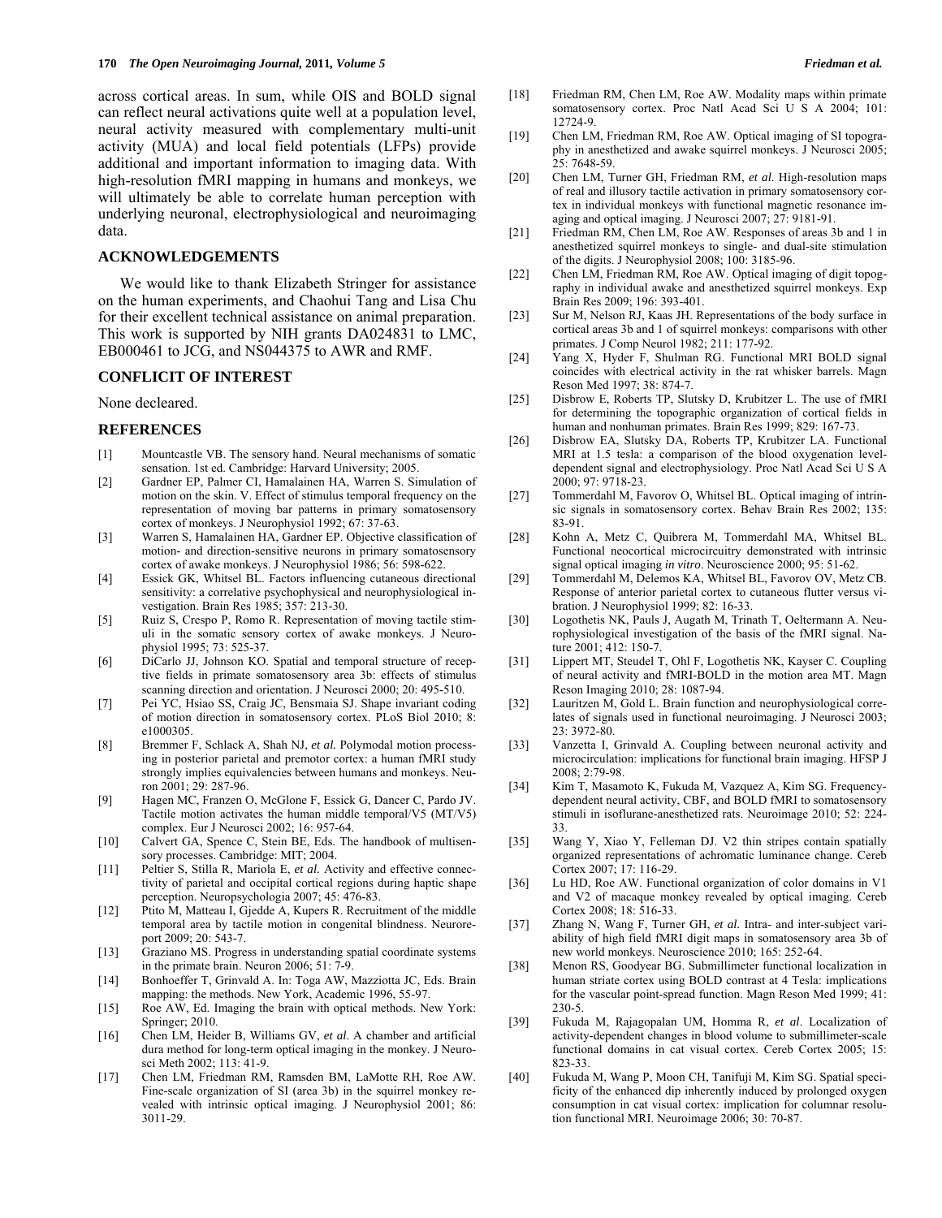across cortical areas. In sum, while OIS and BOLD signal can reflect neural activations quite well at a population level, neural activity measured with complementary multi-unit activity (MUA) and local field potentials (LFPs) provide additional and important information to imaging data. With high-resolution fMRI mapping in humans and monkeys, we will ultimately be able to correlate human perception with underlying neuronal, electrophysiological and neuroimaging data.

## ACKNOWLEDGEMENTS

We would like to thank Elizabeth Stringer for assistance on the human experiments, and Chaohui Tang and Lisa Chu for their excellent technical assistance on animal preparation. This work is supported by NIH grants DA024831 to LMC, EB000461 to JCG, and NS044375 to AWR and RMF.

## CONFLICIT OF INTEREST

None decleared.

## REFERENCES

[1] Mountcastle VB. The sensory hand. Neural mechanisms of somatic sensation. 1st ed. Cambridge: Harvard University; 2005.

[2] Gardner EP, Palmer CI, Hamalainen HA, Warren S. Simulation of motion on the skin. V. Effect of stimulus temporal frequency on the representation of moving bar patterns in primary somatosensory cortex of monkeys. J Neurophysiol 1992; 67: 37-63.

[3] Warren S, Hamalainen HA, Gardner EP. Objective classification of motion- and direction-sensitive neurons in primary somatosensory cortex of awake monkeys. J Neurophysiol 1986; 56: 598-622.

[4] Essick GK, Whitsel BL. Factors influencing cutaneous directional sensitivity: a correlative psychophysical and neurophysiological investigation. Brain Res 1985; 357: 213-30.

[5] Ruiz S, Crespo P, Romo R. Representation of moving tactile stimuli in the somatic sensory cortex of awake monkeys. J Neurophysiol 1995; 73: 525-37.

[6] DiCarlo JJ, Johnson KO. Spatial and temporal structure of receptive fields in primate somatosensory area 3b: effects of stimulus scanning direction and orientation. J Neurosci 2000; 20: 495-510.

[7] Pei YC, Hsiao SS, Craig JC, Bensmaia SJ. Shape invariant coding of motion direction in somatosensory cortex. PLoS Biol 2010; 8: e1000305.

[8] Bremmer F, Schlack A, Shah NJ, *et al.* Polymodal motion processing in posterior parietal and premotor cortex: a human fMRI study strongly implies equivalencies between humans and monkeys. Neuron 2001; 29: 287-96.

[9] Hagen MC, Franzen O, McGlone F, Essick G, Dancer C, Pardo JV. Tactile motion activates the human middle temporal/V5 (MT/V5) complex. Eur J Neurosci 2002; 16: 957-64.

[10] Calvert GA, Spence C, Stein BE, Eds. The handbook of multisensory processes. Cambridge: MIT; 2004.

[11] Peltier S, Stilla R, Mariola E, *et al.* Activity and effective connectivity of parietal and occipital cortical regions during haptic shape perception. Neuropsychologia 2007; 45: 476-83.

[12] Ptito M, Matteau I, Gjedde A, Kupers R. Recruitment of the middle temporal area by tactile motion in congenital blindness. Neuroreport 2009; 20: 543-7.

[13] Graziano MS. Progress in understanding spatial coordinate systems in the primate brain. Neuron 2006; 51: 7-9.

[14] Bonhoeffer T, Grinvald A. In: Toga AW, Mazziotta JC, Eds. Brain mapping: the methods. New York, Academic 1996, 55-97.

[15] Roe AW, Ed. Imaging the brain with optical methods. New York: Springer; 2010.

[16] Chen LM, Heider B, Williams GV, *et al*. A chamber and artificial dura method for long-term optical imaging in the monkey. J Neurosci Meth 2002; 113: 41-9.

[17] Chen LM, Friedman RM, Ramsden BM, LaMotte RH, Roe AW. Fine-scale organization of SI (area 3b) in the squirrel monkey revealed with intrinsic optical imaging. J Neurophysiol 2001; 86: 3011-29.

[18] Friedman RM, Chen LM, Roe AW. Modality maps within primate somatosensory cortex. Proc Natl Acad Sci U S A 2004; 101: 12724-9.

[19] Chen LM, Friedman RM, Roe AW. Optical imaging of SI topography in anesthetized and awake squirrel monkeys. J Neurosci 2005; 25: 7648-59.

[20] Chen LM, Turner GH, Friedman RM, *et al*. High-resolution maps of real and illusory tactile activation in primary somatosensory cortex in individual monkeys with functional magnetic resonance imaging and optical imaging. J Neurosci 2007; 27: 9181-91.

[21] Friedman RM, Chen LM, Roe AW. Responses of areas 3b and 1 in anesthetized squirrel monkeys to single- and dual-site stimulation of the digits. J Neurophysiol 2008; 100: 3185-96.

[22] Chen LM, Friedman RM, Roe AW. Optical imaging of digit topography in individual awake and anesthetized squirrel monkeys. Exp Brain Res 2009; 196: 393-401.

[23] Sur M, Nelson RJ, Kaas JH. Representations of the body surface in cortical areas 3b and 1 of squirrel monkeys: comparisons with other primates. J Comp Neurol 1982; 211: 177-92.

[24] Yang X, Hyder F, Shulman RG. Functional MRI BOLD signal coincides with electrical activity in the rat whisker barrels. Magn Reson Med 1997; 38: 874-7.

[25] Disbrow E, Roberts TP, Slutsky D, Krubitzer L. The use of fMRI for determining the topographic organization of cortical fields in human and nonhuman primates. Brain Res 1999; 829: 167-73.

[26] Disbrow EA, Slutsky DA, Roberts TP, Krubitzer LA. Functional MRI at 1.5 tesla: a comparison of the blood oxygenation level-dependent signal and electrophysiology. Proc Natl Acad Sci U S A 2000; 97: 9718-23.

[27] Tommerdahl M, Favorov O, Whitsel BL. Optical imaging of intrinsic signals in somatosensory cortex. Behav Brain Res 2002; 135: 83-91.

[28] Kohn A, Metz C, Quibrera M, Tommerdahl MA, Whitsel BL. Functional neocortical microcircuitry demonstrated with intrinsic signal optical imaging *in vitro*. Neuroscience 2000; 95: 51-62.

[29] Tommerdahl M, Delemos KA, Whitsel BL, Favorov OV, Metz CB. Response of anterior parietal cortex to cutaneous flutter versus vibration. J Neurophysiol 1999; 82: 16-33.

[30] Logothetis NK, Pauls J, Augath M, Trinath T, Oeltermann A. Neurophysiological investigation of the basis of the fMRI signal. Nature 2001; 412: 150-7.

[31] Lippert MT, Steudel T, Ohl F, Logothetis NK, Kayser C. Coupling of neural activity and fMRI-BOLD in the motion area MT. Magn Reson Imaging 2010; 28: 1087-94.

[32] Lauritzen M, Gold L. Brain function and neurophysiological correlates of signals used in functional neuroimaging. J Neurosci 2003; 23: 3972-80.

[33] Vanzetta I, Grinvald A. Coupling between neuronal activity and microcirculation: implications for functional brain imaging. HFSP J 2008; 2:79-98.

[34] Kim T, Masamoto K, Fukuda M, Vazquez A, Kim SG. Frequency-dependent neural activity, CBF, and BOLD fMRI to somatosensory stimuli in isoflurane-anesthetized rats. Neuroimage 2010; 52: 224-33.

[35] Wang Y, Xiao Y, Felleman DJ. V2 thin stripes contain spatially organized representations of achromatic luminance change. Cereb Cortex 2007; 17: 116-29.

[36] Lu HD, Roe AW. Functional organization of color domains in V1 and V2 of macaque monkey revealed by optical imaging. Cereb Cortex 2008; 18: 516-33.

[37] Zhang N, Wang F, Turner GH, *et al.* Intra- and inter-subject variability of high field fMRI digit maps in somatosensory area 3b of new world monkeys. Neuroscience 2010; 165: 252-64.

[38] Menon RS, Goodyear BG. Submillimeter functional localization in human striate cortex using BOLD contrast at 4 Tesla: implications for the vascular point-spread function. Magn Reson Med 1999; 41: 230-5.

[39] Fukuda M, Rajagopalan UM, Homma R, *et al*. Localization of activity-dependent changes in blood volume to submillimeter-scale functional domains in cat visual cortex. Cereb Cortex 2005; 15: 823-33.

[40] Fukuda M, Wang P, Moon CH, Tanifuji M, Kim SG. Spatial specificity of the enhanced dip inherently induced by prolonged oxygen consumption in cat visual cortex: implication for columnar resolution functional MRI. Neuroimage 2006; 30: 70-87.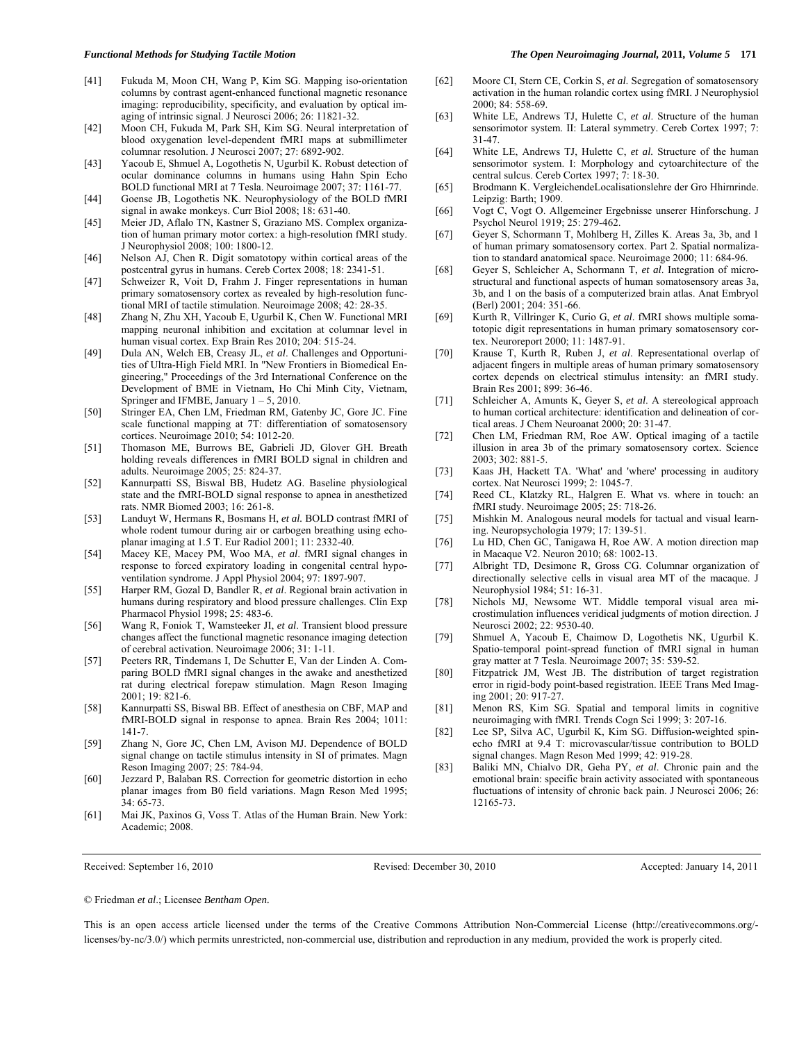[41] Fukuda M, Moon CH, Wang P, Kim SG. Mapping iso-orientation columns by contrast agent-enhanced functional magnetic resonance imaging: reproducibility, specificity, and evaluation by optical imaging of intrinsic signal. J Neurosci 2006; 26: 11821-32.

[42] Moon CH, Fukuda M, Park SH, Kim SG. Neural interpretation of blood oxygenation level-dependent fMRI maps at submillimeter columnar resolution. J Neurosci 2007; 27: 6892-902.

[43] Yacoub E, Shmuel A, Logothetis N, Ugurbil K. Robust detection of ocular dominance columns in humans using Hahn Spin Echo BOLD functional MRI at 7 Tesla. Neuroimage 2007; 37: 1161-77.

[44] Goense JB, Logothetis NK. Neurophysiology of the BOLD fMRI signal in awake monkeys. Curr Biol 2008; 18: 631-40.

[45] Meier JD, Aflalo TN, Kastner S, Graziano MS. Complex organization of human primary motor cortex: a high-resolution fMRI study. J Neurophysiol 2008; 100: 1800-12.

[46] Nelson AJ, Chen R. Digit somatotopy within cortical areas of the postcentral gyrus in humans. Cereb Cortex 2008; 18: 2341-51.

[47] Schweizer R, Voit D, Frahm J. Finger representations in human primary somatosensory cortex as revealed by high-resolution functional MRI of tactile stimulation. Neuroimage 2008; 42: 28-35.

[48] Zhang N, Zhu XH, Yacoub E, Ugurbil K, Chen W. Functional MRI mapping neuronal inhibition and excitation at columnar level in human visual cortex. Exp Brain Res 2010; 204: 515-24.

[49] Dula AN, Welch EB, Creasy JL, *et al*. Challenges and Opportunities of Ultra-High Field MRI. In "New Frontiers in Biomedical Engineering," Proceedings of the 3rd International Conference on the Development of BME in Vietnam, Ho Chi Minh City, Vietnam, Springer and IFMBE, January 1 – 5, 2010.

[50] Stringer EA, Chen LM, Friedman RM, Gatenby JC, Gore JC. Fine scale functional mapping at 7T: differentiation of somatosensory cortices. Neuroimage 2010; 54: 1012-20.

[51] Thomason ME, Burrows BE, Gabrieli JD, Glover GH. Breath holding reveals differences in fMRI BOLD signal in children and adults. Neuroimage 2005; 25: 824-37.

[52] Kannurpatti SS, Biswal BB, Hudetz AG. Baseline physiological state and the fMRI-BOLD signal response to apnea in anesthetized rats. NMR Biomed 2003; 16: 261-8.

[53] Landuyt W, Hermans R, Bosmans H, *et al.* BOLD contrast fMRI of whole rodent tumour during air or carbogen breathing using echo-planar imaging at 1.5 T. Eur Radiol 2001; 11: 2332-40.

[54] Macey KE, Macey PM, Woo MA, *et al*. fMRI signal changes in response to forced expiratory loading in congenital central hypoventilation syndrome. J Appl Physiol 2004; 97: 1897-907.

[55] Harper RM, Gozal D, Bandler R, *et al*. Regional brain activation in humans during respiratory and blood pressure challenges. Clin Exp Pharmacol Physiol 1998; 25: 483-6.

[56] Wang R, Foniok T, Wamsteeker JI, *et al*. Transient blood pressure changes affect the functional magnetic resonance imaging detection of cerebral activation. Neuroimage 2006; 31: 1-11.

[57] Peeters RR, Tindemans I, De Schutter E, Van der Linden A. Comparing BOLD fMRI signal changes in the awake and anesthetized rat during electrical forepaw stimulation. Magn Reson Imaging 2001; 19: 821-6.

[58] Kannurpatti SS, Biswal BB. Effect of anesthesia on CBF, MAP and fMRI-BOLD signal in response to apnea. Brain Res 2004; 1011: 141-7.

[59] Zhang N, Gore JC, Chen LM, Avison MJ. Dependence of BOLD signal change on tactile stimulus intensity in SI of primates. Magn Reson Imaging 2007; 25: 784-94.

[60] Jezzard P, Balaban RS. Correction for geometric distortion in echo planar images from B0 field variations. Magn Reson Med 1995; 34: 65-73.

[61] Mai JK, Paxinos G, Voss T. Atlas of the Human Brain. New York: Academic; 2008.

[62] Moore CI, Stern CE, Corkin S, *et al*. Segregation of somatosensory activation in the human rolandic cortex using fMRI. J Neurophysiol 2000; 84: 558-69.

[63] White LE, Andrews TJ, Hulette C, *et al*. Structure of the human sensorimotor system. II: Lateral symmetry. Cereb Cortex 1997; 7: 31-47.

[64] White LE, Andrews TJ, Hulette C, *et al.* Structure of the human sensorimotor system. I: Morphology and cytoarchitecture of the central sulcus. Cereb Cortex 1997; 7: 18-30.

[65] Brodmann K. VergleichendeLocalisationslehre der Gro Hhirnrinde. Leipzig: Barth; 1909.

[66] Vogt C, Vogt O. Allgemeiner Ergebnisse unserer Hinforschung. J Psychol Neurol 1919; 25: 279-462.

[67] Geyer S, Schormann T, Mohlberg H, Zilles K. Areas 3a, 3b, and 1 of human primary somatosensory cortex. Part 2. Spatial normalization to standard anatomical space. Neuroimage 2000; 11: 684-96.

[68] Geyer S, Schleicher A, Schormann T, *et al*. Integration of microstructural and functional aspects of human somatosensory areas 3a, 3b, and 1 on the basis of a computerized brain atlas. Anat Embryol (Berl) 2001; 204: 351-66.

[69] Kurth R, Villringer K, Curio G, *et al*. fMRI shows multiple somatotopic digit representations in human primary somatosensory cortex. Neuroreport 2000; 11: 1487-91.

[70] Krause T, Kurth R, Ruben J, *et al*. Representational overlap of adjacent fingers in multiple areas of human primary somatosensory cortex depends on electrical stimulus intensity: an fMRI study. Brain Res 2001; 899: 36-46.

[71] Schleicher A, Amunts K, Geyer S, *et al*. A stereological approach to human cortical architecture: identification and delineation of cortical areas. J Chem Neuroanat 2000; 20: 31-47.

[72] Chen LM, Friedman RM, Roe AW. Optical imaging of a tactile illusion in area 3b of the primary somatosensory cortex. Science 2003; 302: 881-5.

[73] Kaas JH, Hackett TA. 'What' and 'where' processing in auditory cortex. Nat Neurosci 1999; 2: 1045-7.

[74] Reed CL, Klatzky RL, Halgren E. What vs. where in touch: an fMRI study. Neuroimage 2005; 25: 718-26.

[75] Mishkin M. Analogous neural models for tactual and visual learning. Neuropsychologia 1979; 17: 139-51.

[76] Lu HD, Chen GC, Tanigawa H, Roe AW. A motion direction map in Macaque V2. Neuron 2010; 68: 1002-13.

[77] Albright TD, Desimone R, Gross CG. Columnar organization of directionally selective cells in visual area MT of the macaque. J Neurophysiol 1984; 51: 16-31.

[78] Nichols MJ, Newsome WT. Middle temporal visual area microstimulation influences veridical judgments of motion direction. J Neurosci 2002; 22: 9530-40.

[79] Shmuel A, Yacoub E, Chaimow D, Logothetis NK, Ugurbil K. Spatio-temporal point-spread function of fMRI signal in human gray matter at 7 Tesla. Neuroimage 2007; 35: 539-52.

[80] Fitzpatrick JM, West JB. The distribution of target registration error in rigid-body point-based registration. IEEE Trans Med Imaging 2001; 20: 917-27.

[81] Menon RS, Kim SG. Spatial and temporal limits in cognitive neuroimaging with fMRI. Trends Cogn Sci 1999; 3: 207-16.

[82] Lee SP, Silva AC, Ugurbil K, Kim SG. Diffusion-weighted spin-echo fMRI at 9.4 T: microvascular/tissue contribution to BOLD signal changes. Magn Reson Med 1999; 42: 919-28.

[83] Baliki MN, Chialvo DR, Geha PY, *et al*. Chronic pain and the emotional brain: specific brain activity associated with spontaneous fluctuations of intensity of chronic back pain. J Neurosci 2006; 26: 12165-73.

---

Received: September 16, 2010 Revised: December 30, 2010 Accepted: January 14, 2011

© Friedman *et al*.; Licensee *Bentham Open*.

This is an open access article licensed under the terms of the Creative Commons Attribution Non-Commercial License (http://creativecommons.org/-licenses/by-nc/3.0/) which permits unrestricted, non-commercial use, distribution and reproduction in any medium, provided the work is properly cited.